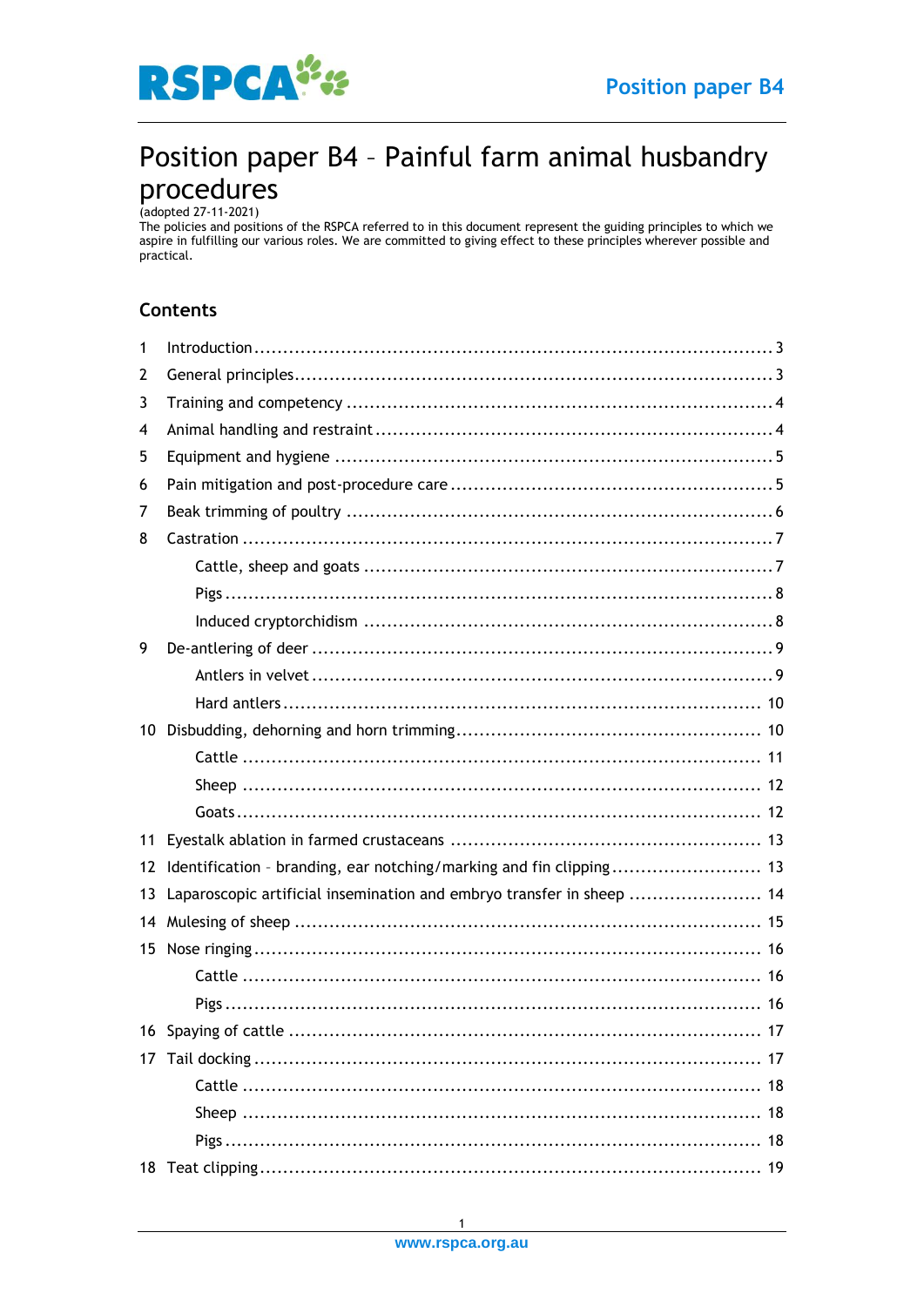# Position paper B4 – Painful farm animal husbandry procedures

(adopted 27-11-2021)

The policies and positions of the RSPCA referred to in this document represent the guiding principles to which we aspire in fulfilling our various roles. We are committed to giving effect to these principles wherever possible and practical.

## Contents

1 Introduction ........................................ 3
2 General principles ........................................ 3
3 Training and competency ........................................ 4
4 Animal handling and restraint ........................................ 4
5 Equipment and hygiene ........................................ 5
6 Pain mitigation and post-procedure care ........................................ 5
7 Beak trimming of poultry ........................................ 6
8 Castration ........................................ 7
  Cattle, sheep and goats ........................................ 7
  Pigs ........................................ 8
  Induced cryptorchidism ........................................ 8
9 De-antlering of deer ........................................ 9
  Antlers in velvet ........................................ 9
  Hard antlers ........................................ 10
10 Disbudding, dehorning and horn trimming ........................................ 10
  Cattle ........................................ 11
  Sheep ........................................ 12
  Goats ........................................ 12
11 Eyestalk ablation in farmed crustaceans ........................................ 13
12 Identification – branding, ear notching/marking and fin clipping ........................................ 13
13 Laparoscopic artificial insemination and embryo transfer in sheep ........................................ 14
14 Mulesing of sheep ........................................ 15
15 Nose ringing ........................................ 16
  Cattle ........................................ 16
  Pigs ........................................ 16
16 Spaying of cattle ........................................ 17
17 Tail docking ........................................ 17
  Cattle ........................................ 18
  Sheep ........................................ 18
  Pigs ........................................ 18
18 Teat clipping ........................................ 19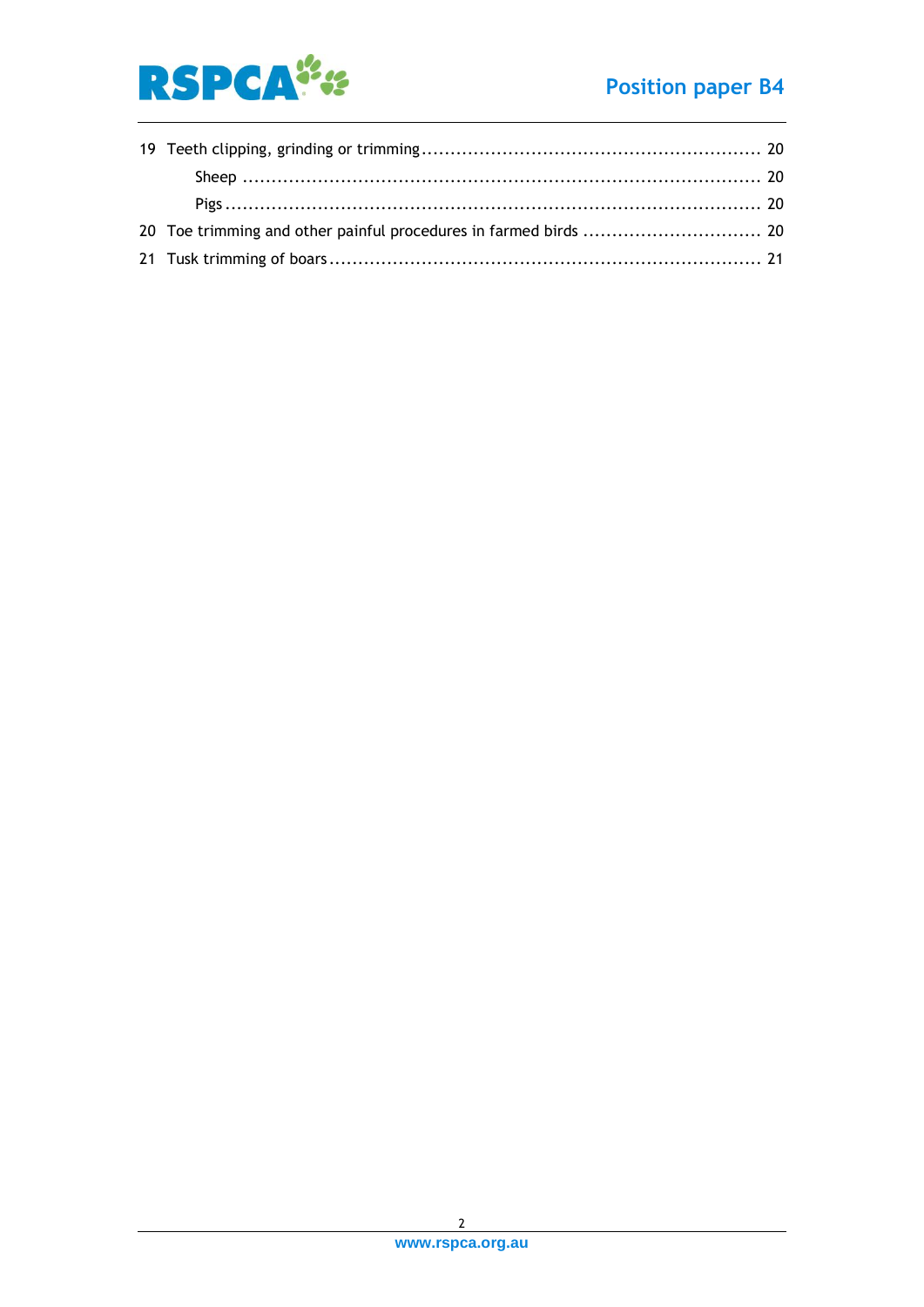19 Teeth clipping, grinding or trimming ........................................................ 20

  Sheep ........................................................................................ 20

  Pigs ........................................................................................... 20

20 Toe trimming and other painful procedures in farmed birds ............................ 20

21 Tusk trimming of boars ........................................................................ 21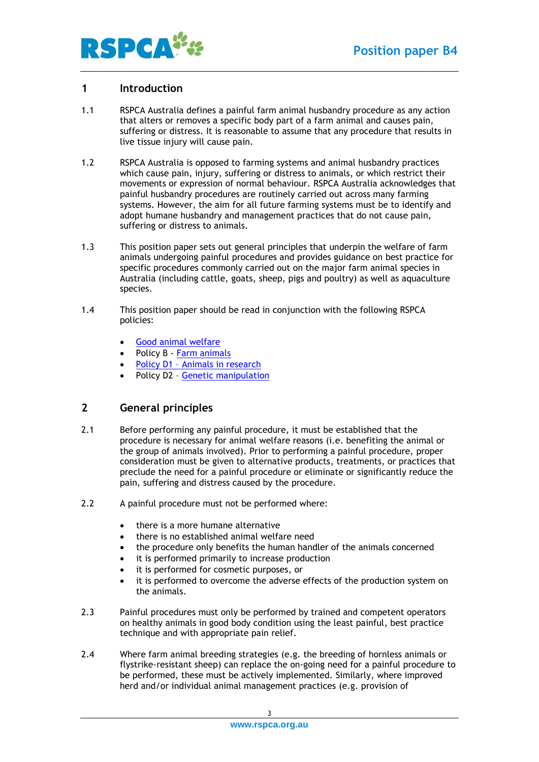## 1 Introduction

1.1 RSPCA Australia defines a painful farm animal husbandry procedure as any action that alters or removes a specific body part of a farm animal and causes pain, suffering or distress. It is reasonable to assume that any procedure that results in live tissue injury will cause pain.

1.2 RSPCA Australia is opposed to farming systems and animal husbandry practices which cause pain, injury, suffering or distress to animals, or which restrict their movements or expression of normal behaviour. RSPCA Australia acknowledges that painful husbandry procedures are routinely carried out across many farming systems. However, the aim for all future farming systems must be to identify and adopt humane husbandry and management practices that do not cause pain, suffering or distress to animals.

1.3 This position paper sets out general principles that underpin the welfare of farm animals undergoing painful procedures and provides guidance on best practice for specific procedures commonly carried out on the major farm animal species in Australia (including cattle, goats, sheep, pigs and poultry) as well as aquaculture species.

1.4 This position paper should be read in conjunction with the following RSPCA policies:

- Good animal welfare
- Policy B - Farm animals
- Policy D1 – Animals in research
- Policy D2 – Genetic manipulation

## 2 General principles

2.1 Before performing any painful procedure, it must be established that the procedure is necessary for animal welfare reasons (i.e. benefiting the animal or the group of animals involved). Prior to performing a painful procedure, proper consideration must be given to alternative products, treatments, or practices that preclude the need for a painful procedure or eliminate or significantly reduce the pain, suffering and distress caused by the procedure.

2.2 A painful procedure must not be performed where:

- there is a more humane alternative
- there is no established animal welfare need
- the procedure only benefits the human handler of the animals concerned
- it is performed primarily to increase production
- it is performed for cosmetic purposes, or
- it is performed to overcome the adverse effects of the production system on the animals.

2.3 Painful procedures must only be performed by trained and competent operators on healthy animals in good body condition using the least painful, best practice technique and with appropriate pain relief.

2.4 Where farm animal breeding strategies (e.g. the breeding of hornless animals or flystrike-resistant sheep) can replace the on-going need for a painful procedure to be performed, these must be actively implemented. Similarly, where improved herd and/or individual animal management practices (e.g. provision of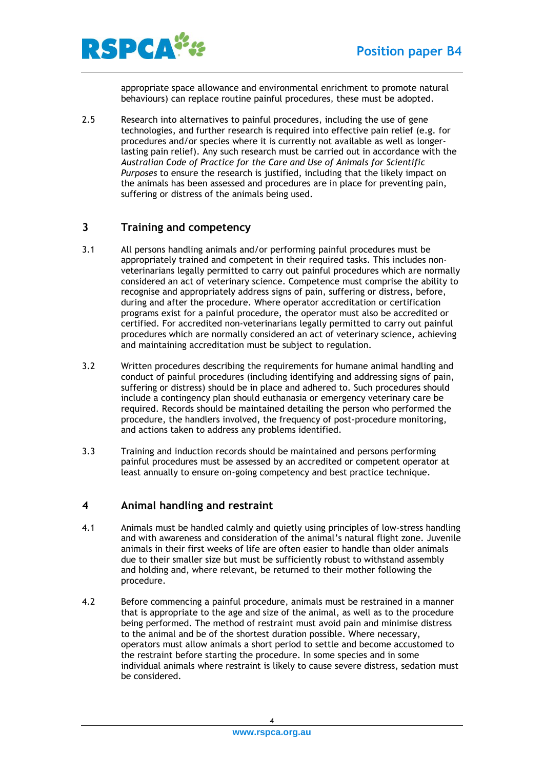appropriate space allowance and environmental enrichment to promote natural behaviours) can replace routine painful procedures, these must be adopted.

2.5 Research into alternatives to painful procedures, including the use of gene technologies, and further research is required into effective pain relief (e.g. for procedures and/or species where it is currently not available as well as longer-lasting pain relief). Any such research must be carried out in accordance with the *Australian Code of Practice for the Care and Use of Animals for Scientific Purposes* to ensure the research is justified, including that the likely impact on the animals has been assessed and procedures are in place for preventing pain, suffering or distress of the animals being used.

## 3 Training and competency

3.1 All persons handling animals and/or performing painful procedures must be appropriately trained and competent in their required tasks. This includes non-veterinarians legally permitted to carry out painful procedures which are normally considered an act of veterinary science. Competence must comprise the ability to recognise and appropriately address signs of pain, suffering or distress, before, during and after the procedure. Where operator accreditation or certification programs exist for a painful procedure, the operator must also be accredited or certified. For accredited non-veterinarians legally permitted to carry out painful procedures which are normally considered an act of veterinary science, achieving and maintaining accreditation must be subject to regulation.

3.2 Written procedures describing the requirements for humane animal handling and conduct of painful procedures (including identifying and addressing signs of pain, suffering or distress) should be in place and adhered to. Such procedures should include a contingency plan should euthanasia or emergency veterinary care be required. Records should be maintained detailing the person who performed the procedure, the handlers involved, the frequency of post-procedure monitoring, and actions taken to address any problems identified.

3.3 Training and induction records should be maintained and persons performing painful procedures must be assessed by an accredited or competent operator at least annually to ensure on-going competency and best practice technique.

## 4 Animal handling and restraint

4.1 Animals must be handled calmly and quietly using principles of low-stress handling and with awareness and consideration of the animal's natural flight zone. Juvenile animals in their first weeks of life are often easier to handle than older animals due to their smaller size but must be sufficiently robust to withstand assembly and holding and, where relevant, be returned to their mother following the procedure.

4.2 Before commencing a painful procedure, animals must be restrained in a manner that is appropriate to the age and size of the animal, as well as to the procedure being performed. The method of restraint must avoid pain and minimise distress to the animal and be of the shortest duration possible. Where necessary, operators must allow animals a short period to settle and become accustomed to the restraint before starting the procedure. In some species and in some individual animals where restraint is likely to cause severe distress, sedation must be considered.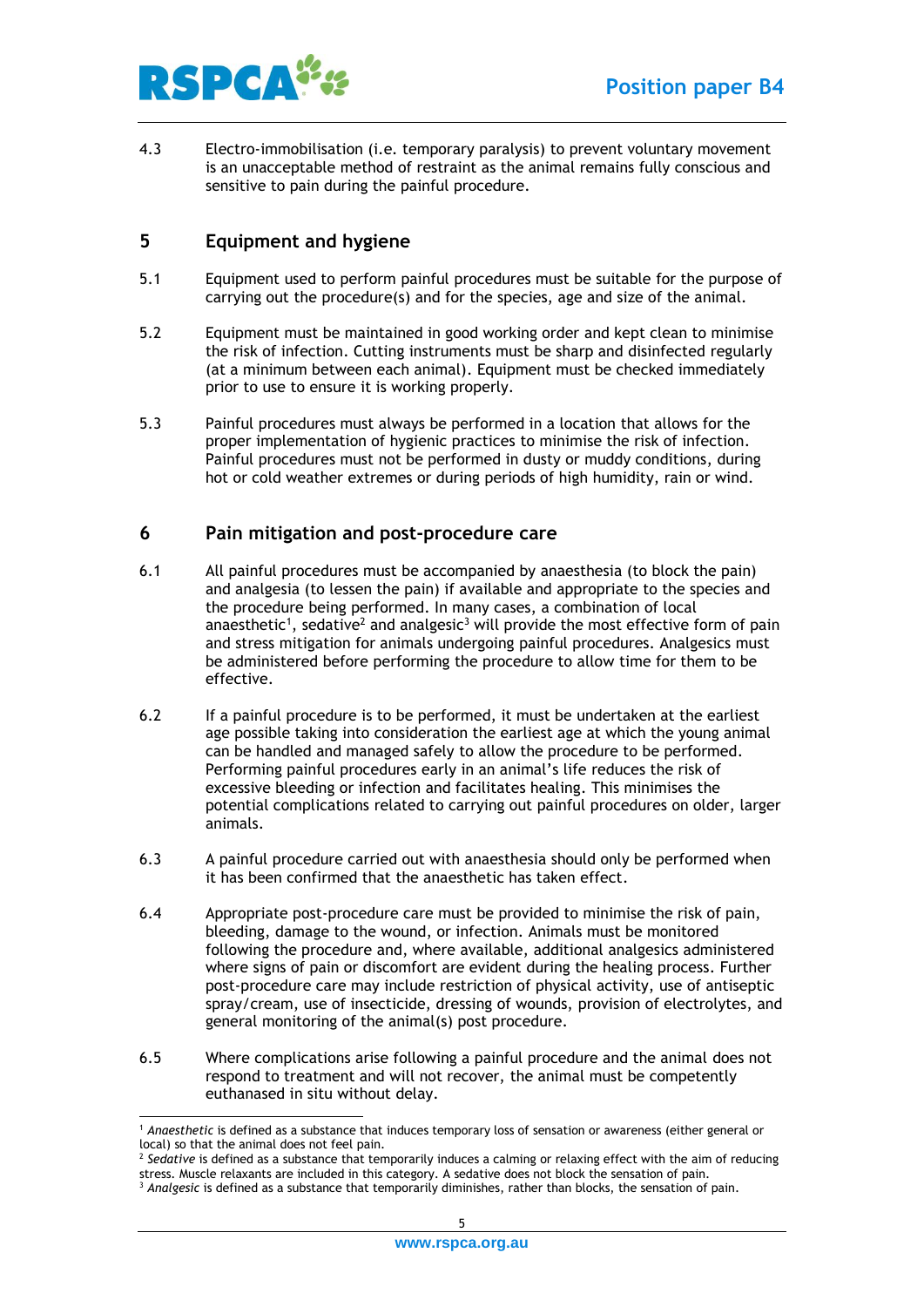4.3 Electro-immobilisation (i.e. temporary paralysis) to prevent voluntary movement is an unacceptable method of restraint as the animal remains fully conscious and sensitive to pain during the painful procedure.

## 5 Equipment and hygiene

5.1 Equipment used to perform painful procedures must be suitable for the purpose of carrying out the procedure(s) and for the species, age and size of the animal.

5.2 Equipment must be maintained in good working order and kept clean to minimise the risk of infection. Cutting instruments must be sharp and disinfected regularly (at a minimum between each animal). Equipment must be checked immediately prior to use to ensure it is working properly.

5.3 Painful procedures must always be performed in a location that allows for the proper implementation of hygienic practices to minimise the risk of infection. Painful procedures must not be performed in dusty or muddy conditions, during hot or cold weather extremes or during periods of high humidity, rain or wind.

## 6 Pain mitigation and post-procedure care

6.1 All painful procedures must be accompanied by anaesthesia (to block the pain) and analgesia (to lessen the pain) if available and appropriate to the species and the procedure being performed. In many cases, a combination of local anaesthetic[1], sedative[2] and analgesic[3] will provide the most effective form of pain and stress mitigation for animals undergoing painful procedures. Analgesics must be administered before performing the procedure to allow time for them to be effective.

6.2 If a painful procedure is to be performed, it must be undertaken at the earliest age possible taking into consideration the earliest age at which the young animal can be handled and managed safely to allow the procedure to be performed. Performing painful procedures early in an animal's life reduces the risk of excessive bleeding or infection and facilitates healing. This minimises the potential complications related to carrying out painful procedures on older, larger animals.

6.3 A painful procedure carried out with anaesthesia should only be performed when it has been confirmed that the anaesthetic has taken effect.

6.4 Appropriate post-procedure care must be provided to minimise the risk of pain, bleeding, damage to the wound, or infection. Animals must be monitored following the procedure and, where available, additional analgesics administered where signs of pain or discomfort are evident during the healing process. Further post-procedure care may include restriction of physical activity, use of antiseptic spray/cream, use of insecticide, dressing of wounds, provision of electrolytes, and general monitoring of the animal(s) post procedure.

6.5 Where complications arise following a painful procedure and the animal does not respond to treatment and will not recover, the animal must be competently euthanased in situ without delay.

---

[1] *Anaesthetic* is defined as a substance that induces temporary loss of sensation or awareness (either general or local) so that the animal does not feel pain.

[2] *Sedative* is defined as a substance that temporarily induces a calming or relaxing effect with the aim of reducing stress. Muscle relaxants are included in this category. A sedative does not block the sensation of pain.

[3] *Analgesic* is defined as a substance that temporarily diminishes, rather than blocks, the sensation of pain.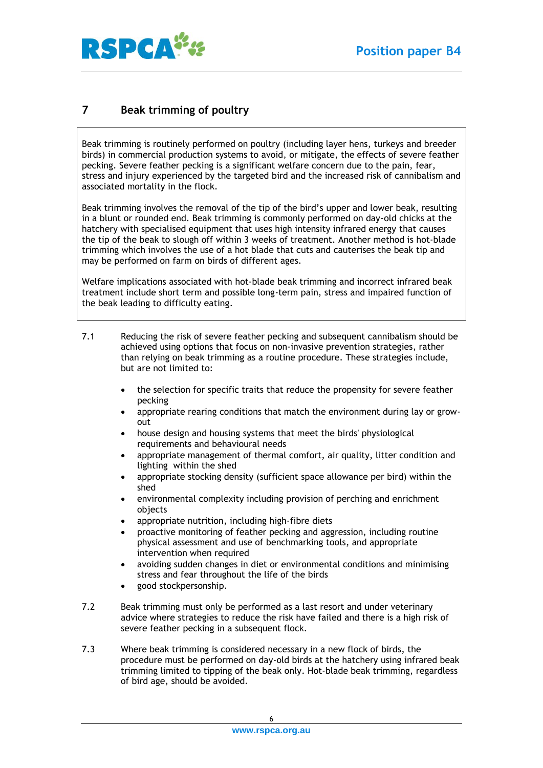## 7 Beak trimming of poultry

Beak trimming is routinely performed on poultry (including layer hens, turkeys and breeder birds) in commercial production systems to avoid, or mitigate, the effects of severe feather pecking. Severe feather pecking is a significant welfare concern due to the pain, fear, stress and injury experienced by the targeted bird and the increased risk of cannibalism and associated mortality in the flock.

Beak trimming involves the removal of the tip of the bird's upper and lower beak, resulting in a blunt or rounded end. Beak trimming is commonly performed on day-old chicks at the hatchery with specialised equipment that uses high intensity infrared energy that causes the tip of the beak to slough off within 3 weeks of treatment. Another method is hot-blade trimming which involves the use of a hot blade that cuts and cauterises the beak tip and may be performed on farm on birds of different ages.

Welfare implications associated with hot-blade beak trimming and incorrect infrared beak treatment include short term and possible long-term pain, stress and impaired function of the beak leading to difficulty eating.

7.1 Reducing the risk of severe feather pecking and subsequent cannibalism should be achieved using options that focus on non-invasive prevention strategies, rather than relying on beak trimming as a routine procedure. These strategies include, but are not limited to:

- the selection for specific traits that reduce the propensity for severe feather pecking
- appropriate rearing conditions that match the environment during lay or grow-out
- house design and housing systems that meet the birds' physiological requirements and behavioural needs
- appropriate management of thermal comfort, air quality, litter condition and lighting within the shed
- appropriate stocking density (sufficient space allowance per bird) within the shed
- environmental complexity including provision of perching and enrichment objects
- appropriate nutrition, including high-fibre diets
- proactive monitoring of feather pecking and aggression, including routine physical assessment and use of benchmarking tools, and appropriate intervention when required
- avoiding sudden changes in diet or environmental conditions and minimising stress and fear throughout the life of the birds
- good stockpersonship.

7.2 Beak trimming must only be performed as a last resort and under veterinary advice where strategies to reduce the risk have failed and there is a high risk of severe feather pecking in a subsequent flock.

7.3 Where beak trimming is considered necessary in a new flock of birds, the procedure must be performed on day-old birds at the hatchery using infrared beak trimming limited to tipping of the beak only. Hot-blade beak trimming, regardless of bird age, should be avoided.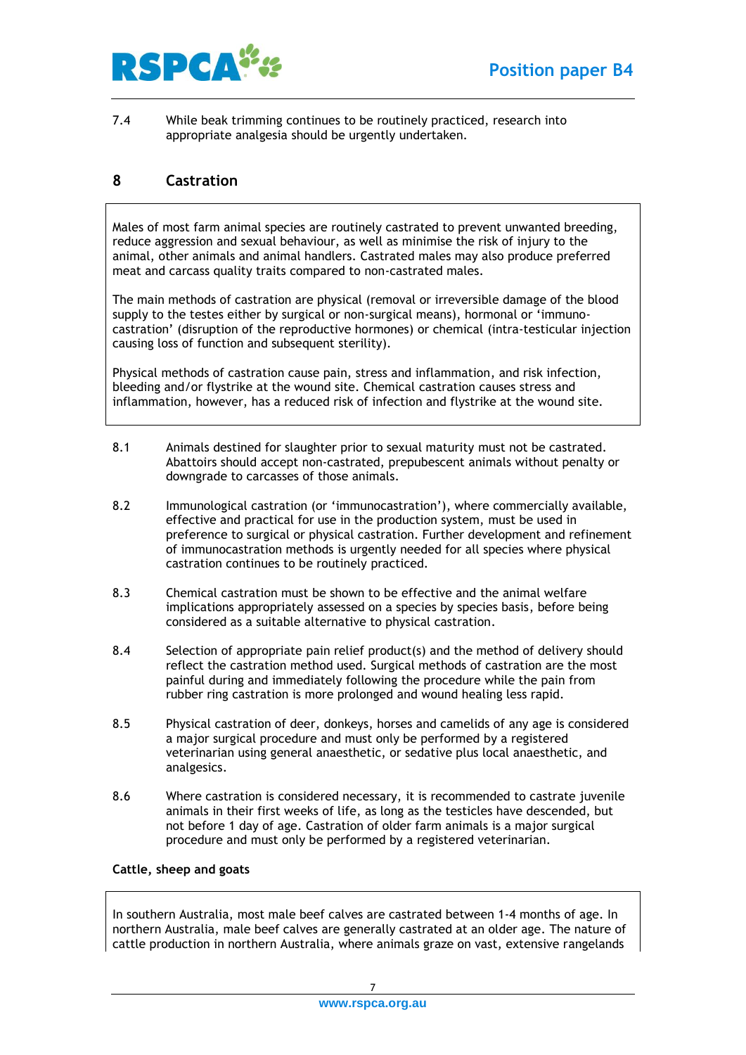7.4 While beak trimming continues to be routinely practiced, research into appropriate analgesia should be urgently undertaken.

## 8 Castration

Males of most farm animal species are routinely castrated to prevent unwanted breeding, reduce aggression and sexual behaviour, as well as minimise the risk of injury to the animal, other animals and animal handlers. Castrated males may also produce preferred meat and carcass quality traits compared to non-castrated males.

The main methods of castration are physical (removal or irreversible damage of the blood supply to the testes either by surgical or non-surgical means), hormonal or 'immuno-castration' (disruption of the reproductive hormones) or chemical (intra-testicular injection causing loss of function and subsequent sterility).

Physical methods of castration cause pain, stress and inflammation, and risk infection, bleeding and/or flystrike at the wound site. Chemical castration causes stress and inflammation, however, has a reduced risk of infection and flystrike at the wound site.

8.1 Animals destined for slaughter prior to sexual maturity must not be castrated. Abattoirs should accept non-castrated, prepubescent animals without penalty or downgrade to carcasses of those animals.

8.2 Immunological castration (or 'immunocastration'), where commercially available, effective and practical for use in the production system, must be used in preference to surgical or physical castration. Further development and refinement of immunocastration methods is urgently needed for all species where physical castration continues to be routinely practiced.

8.3 Chemical castration must be shown to be effective and the animal welfare implications appropriately assessed on a species by species basis, before being considered as a suitable alternative to physical castration.

8.4 Selection of appropriate pain relief product(s) and the method of delivery should reflect the castration method used. Surgical methods of castration are the most painful during and immediately following the procedure while the pain from rubber ring castration is more prolonged and wound healing less rapid.

8.5 Physical castration of deer, donkeys, horses and camelids of any age is considered a major surgical procedure and must only be performed by a registered veterinarian using general anaesthetic, or sedative plus local anaesthetic, and analgesics.

8.6 Where castration is considered necessary, it is recommended to castrate juvenile animals in their first weeks of life, as long as the testicles have descended, but not before 1 day of age. Castration of older farm animals is a major surgical procedure and must only be performed by a registered veterinarian.

**Cattle, sheep and goats**

In southern Australia, most male beef calves are castrated between 1-4 months of age. In northern Australia, male beef calves are generally castrated at an older age. The nature of cattle production in northern Australia, where animals graze on vast, extensive rangelands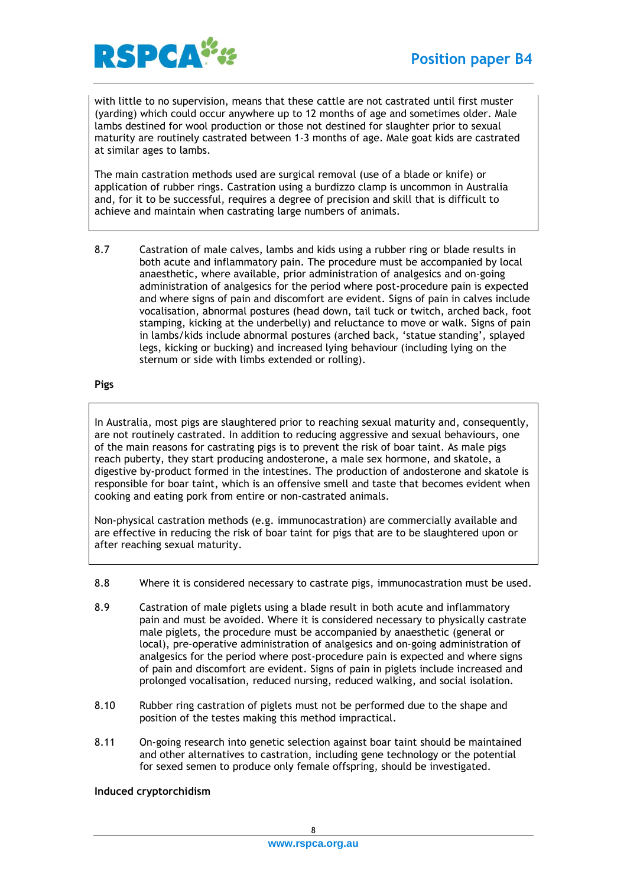with little to no supervision, means that these cattle are not castrated until first muster (yarding) which could occur anywhere up to 12 months of age and sometimes older. Male lambs destined for wool production or those not destined for slaughter prior to sexual maturity are routinely castrated between 1-3 months of age. Male goat kids are castrated at similar ages to lambs.

The main castration methods used are surgical removal (use of a blade or knife) or application of rubber rings. Castration using a burdizzo clamp is uncommon in Australia and, for it to be successful, requires a degree of precision and skill that is difficult to achieve and maintain when castrating large numbers of animals.

8.7 Castration of male calves, lambs and kids using a rubber ring or blade results in both acute and inflammatory pain. The procedure must be accompanied by local anaesthetic, where available, prior administration of analgesics and on-going administration of analgesics for the period where post-procedure pain is expected and where signs of pain and discomfort are evident. Signs of pain in calves include vocalisation, abnormal postures (head down, tail tuck or twitch, arched back, foot stamping, kicking at the underbelly) and reluctance to move or walk. Signs of pain in lambs/kids include abnormal postures (arched back, 'statue standing', splayed legs, kicking or bucking) and increased lying behaviour (including lying on the sternum or side with limbs extended or rolling).

**Pigs**

In Australia, most pigs are slaughtered prior to reaching sexual maturity and, consequently, are not routinely castrated. In addition to reducing aggressive and sexual behaviours, one of the main reasons for castrating pigs is to prevent the risk of boar taint. As male pigs reach puberty, they start producing andosterone, a male sex hormone, and skatole, a digestive by-product formed in the intestines. The production of andosterone and skatole is responsible for boar taint, which is an offensive smell and taste that becomes evident when cooking and eating pork from entire or non-castrated animals.

Non-physical castration methods (e.g. immunocastration) are commercially available and are effective in reducing the risk of boar taint for pigs that are to be slaughtered upon or after reaching sexual maturity.

8.8 Where it is considered necessary to castrate pigs, immunocastration must be used.

8.9 Castration of male piglets using a blade result in both acute and inflammatory pain and must be avoided. Where it is considered necessary to physically castrate male piglets, the procedure must be accompanied by anaesthetic (general or local), pre-operative administration of analgesics and on-going administration of analgesics for the period where post-procedure pain is expected and where signs of pain and discomfort are evident. Signs of pain in piglets include increased and prolonged vocalisation, reduced nursing, reduced walking, and social isolation.

8.10 Rubber ring castration of piglets must not be performed due to the shape and position of the testes making this method impractical.

8.11 On-going research into genetic selection against boar taint should be maintained and other alternatives to castration, including gene technology or the potential for sexed semen to produce only female offspring, should be investigated.

**Induced cryptorchidism**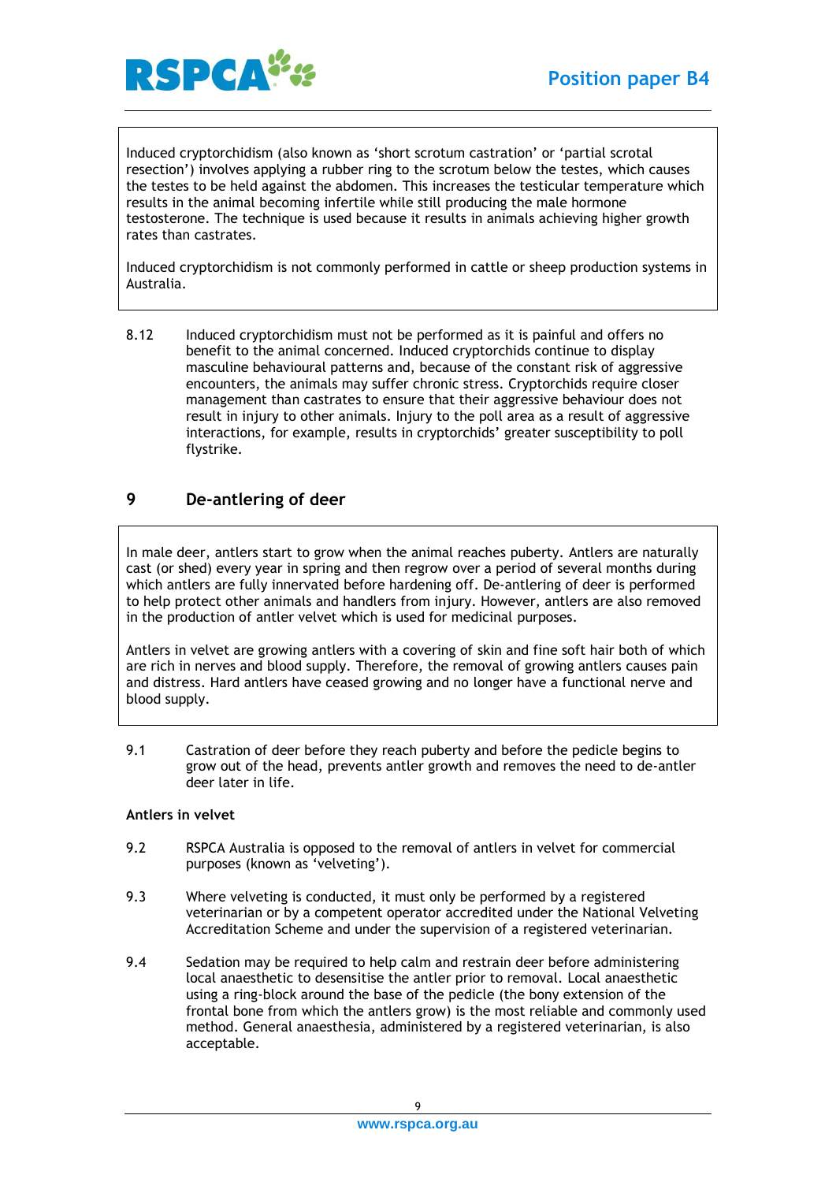Induced cryptorchidism (also known as 'short scrotum castration' or 'partial scrotal resection') involves applying a rubber ring to the scrotum below the testes, which causes the testes to be held against the abdomen. This increases the testicular temperature which results in the animal becoming infertile while still producing the male hormone testosterone. The technique is used because it results in animals achieving higher growth rates than castrates.

Induced cryptorchidism is not commonly performed in cattle or sheep production systems in Australia.

8.12 Induced cryptorchidism must not be performed as it is painful and offers no benefit to the animal concerned. Induced cryptorchids continue to display masculine behavioural patterns and, because of the constant risk of aggressive encounters, the animals may suffer chronic stress. Cryptorchids require closer management than castrates to ensure that their aggressive behaviour does not result in injury to other animals. Injury to the poll area as a result of aggressive interactions, for example, results in cryptorchids' greater susceptibility to poll flystrike.

## 9 De-antlering of deer

In male deer, antlers start to grow when the animal reaches puberty. Antlers are naturally cast (or shed) every year in spring and then regrow over a period of several months during which antlers are fully innervated before hardening off. De-antlering of deer is performed to help protect other animals and handlers from injury. However, antlers are also removed in the production of antler velvet which is used for medicinal purposes.

Antlers in velvet are growing antlers with a covering of skin and fine soft hair both of which are rich in nerves and blood supply. Therefore, the removal of growing antlers causes pain and distress. Hard antlers have ceased growing and no longer have a functional nerve and blood supply.

9.1 Castration of deer before they reach puberty and before the pedicle begins to grow out of the head, prevents antler growth and removes the need to de-antler deer later in life.

**Antlers in velvet**

9.2 RSPCA Australia is opposed to the removal of antlers in velvet for commercial purposes (known as 'velveting').

9.3 Where velveting is conducted, it must only be performed by a registered veterinarian or by a competent operator accredited under the National Velveting Accreditation Scheme and under the supervision of a registered veterinarian.

9.4 Sedation may be required to help calm and restrain deer before administering local anaesthetic to desensitise the antler prior to removal. Local anaesthetic using a ring-block around the base of the pedicle (the bony extension of the frontal bone from which the antlers grow) is the most reliable and commonly used method. General anaesthesia, administered by a registered veterinarian, is also acceptable.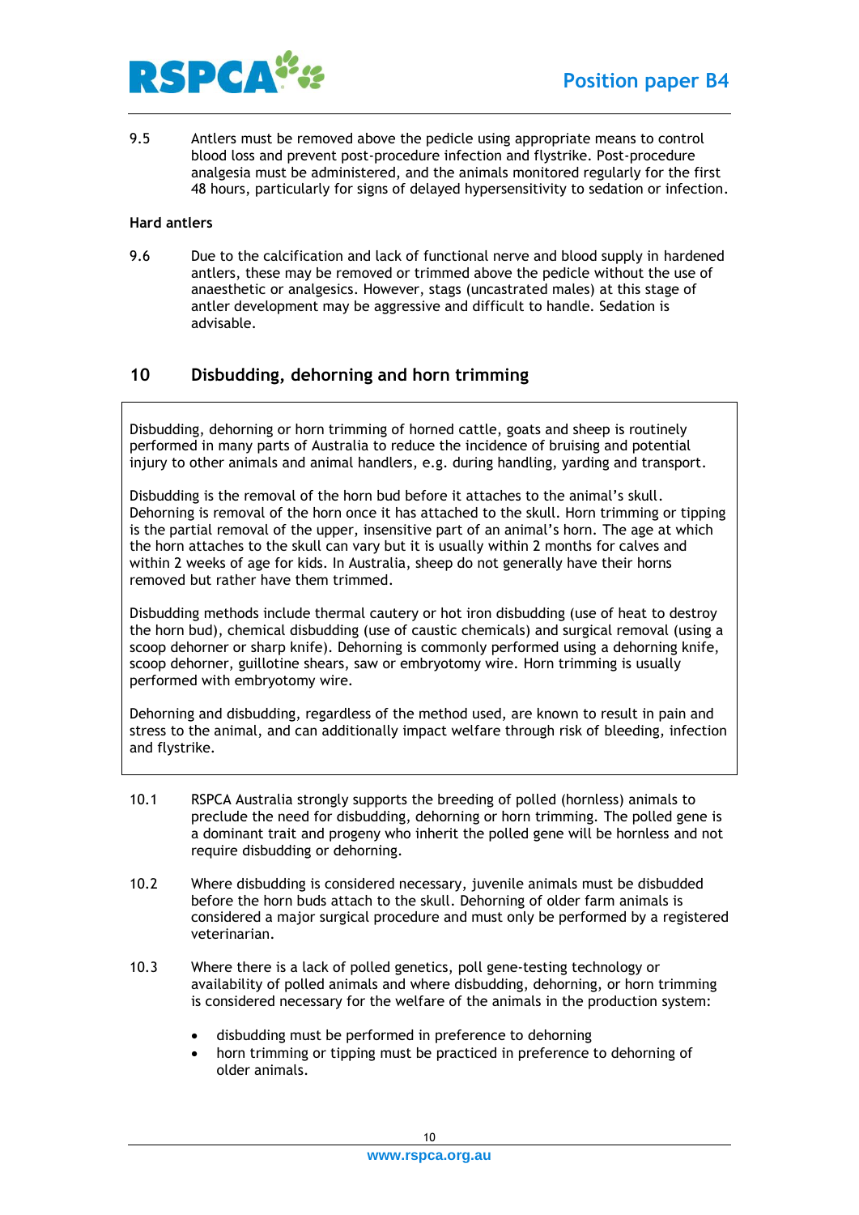9.5 Antlers must be removed above the pedicle using appropriate means to control blood loss and prevent post-procedure infection and flystrike. Post-procedure analgesia must be administered, and the animals monitored regularly for the first 48 hours, particularly for signs of delayed hypersensitivity to sedation or infection.

**Hard antlers**

9.6 Due to the calcification and lack of functional nerve and blood supply in hardened antlers, these may be removed or trimmed above the pedicle without the use of anaesthetic or analgesics. However, stags (uncastrated males) at this stage of antler development may be aggressive and difficult to handle. Sedation is advisable.

## 10 Disbudding, dehorning and horn trimming

Disbudding, dehorning or horn trimming of horned cattle, goats and sheep is routinely performed in many parts of Australia to reduce the incidence of bruising and potential injury to other animals and animal handlers, e.g. during handling, yarding and transport.

Disbudding is the removal of the horn bud before it attaches to the animal's skull. Dehorning is removal of the horn once it has attached to the skull. Horn trimming or tipping is the partial removal of the upper, insensitive part of an animal's horn. The age at which the horn attaches to the skull can vary but it is usually within 2 months for calves and within 2 weeks of age for kids. In Australia, sheep do not generally have their horns removed but rather have them trimmed.

Disbudding methods include thermal cautery or hot iron disbudding (use of heat to destroy the horn bud), chemical disbudding (use of caustic chemicals) and surgical removal (using a scoop dehorner or sharp knife). Dehorning is commonly performed using a dehorning knife, scoop dehorner, guillotine shears, saw or embryotomy wire. Horn trimming is usually performed with embryotomy wire.

Dehorning and disbudding, regardless of the method used, are known to result in pain and stress to the animal, and can additionally impact welfare through risk of bleeding, infection and flystrike.

10.1 RSPCA Australia strongly supports the breeding of polled (hornless) animals to preclude the need for disbudding, dehorning or horn trimming. The polled gene is a dominant trait and progeny who inherit the polled gene will be hornless and not require disbudding or dehorning.

10.2 Where disbudding is considered necessary, juvenile animals must be disbudded before the horn buds attach to the skull. Dehorning of older farm animals is considered a major surgical procedure and must only be performed by a registered veterinarian.

10.3 Where there is a lack of polled genetics, poll gene-testing technology or availability of polled animals and where disbudding, dehorning, or horn trimming is considered necessary for the welfare of the animals in the production system:

- disbudding must be performed in preference to dehorning
- horn trimming or tipping must be practiced in preference to dehorning of older animals.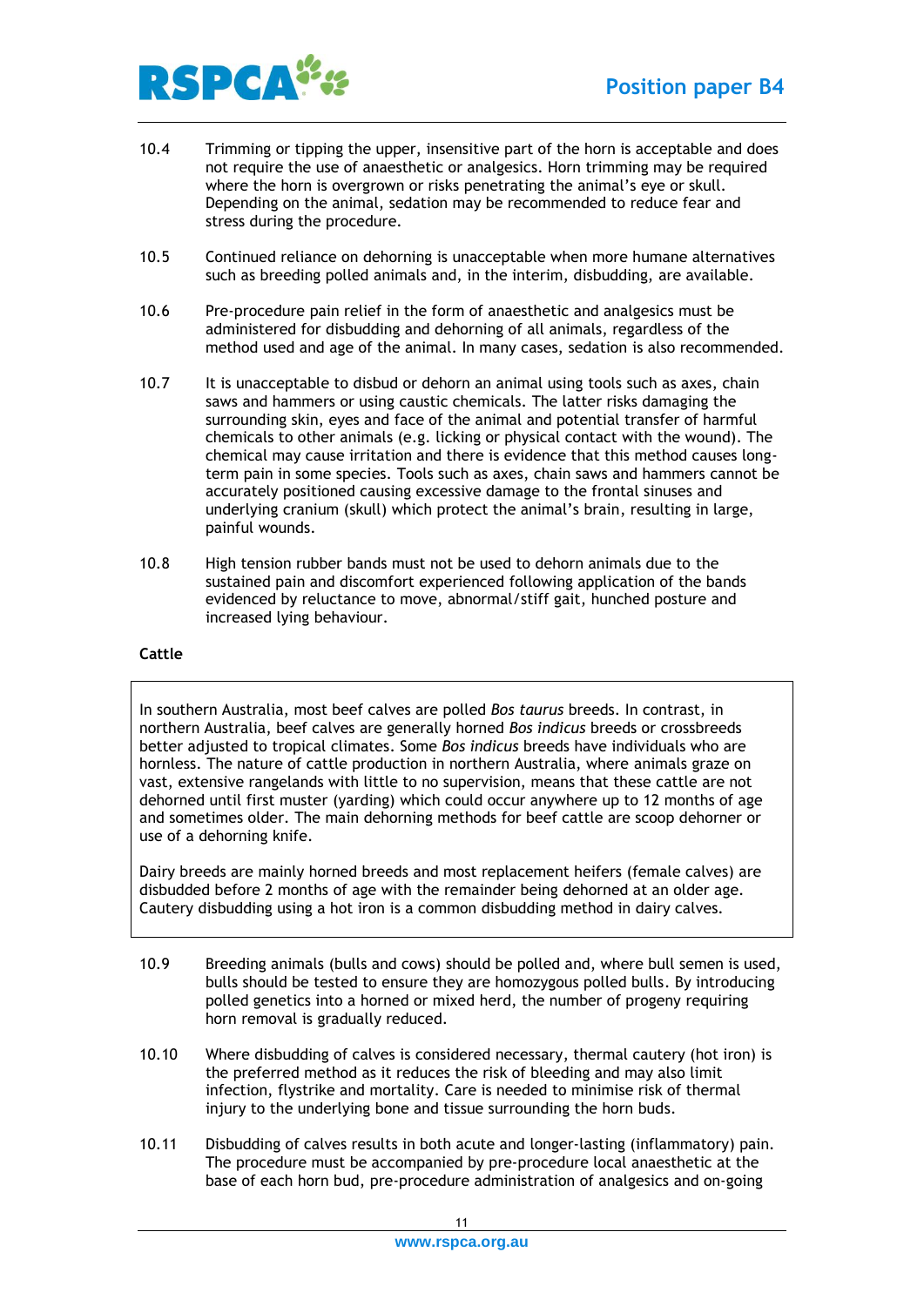10.4 Trimming or tipping the upper, insensitive part of the horn is acceptable and does not require the use of anaesthetic or analgesics. Horn trimming may be required where the horn is overgrown or risks penetrating the animal's eye or skull. Depending on the animal, sedation may be recommended to reduce fear and stress during the procedure.

10.5 Continued reliance on dehorning is unacceptable when more humane alternatives such as breeding polled animals and, in the interim, disbudding, are available.

10.6 Pre-procedure pain relief in the form of anaesthetic and analgesics must be administered for disbudding and dehorning of all animals, regardless of the method used and age of the animal. In many cases, sedation is also recommended.

10.7 It is unacceptable to disbud or dehorn an animal using tools such as axes, chain saws and hammers or using caustic chemicals. The latter risks damaging the surrounding skin, eyes and face of the animal and potential transfer of harmful chemicals to other animals (e.g. licking or physical contact with the wound). The chemical may cause irritation and there is evidence that this method causes long-term pain in some species. Tools such as axes, chain saws and hammers cannot be accurately positioned causing excessive damage to the frontal sinuses and underlying cranium (skull) which protect the animal's brain, resulting in large, painful wounds.

10.8 High tension rubber bands must not be used to dehorn animals due to the sustained pain and discomfort experienced following application of the bands evidenced by reluctance to move, abnormal/stiff gait, hunched posture and increased lying behaviour.

**Cattle**

In southern Australia, most beef calves are polled *Bos taurus* breeds. In contrast, in northern Australia, beef calves are generally horned *Bos indicus* breeds or crossbreeds better adjusted to tropical climates. Some *Bos indicus* breeds have individuals who are hornless. The nature of cattle production in northern Australia, where animals graze on vast, extensive rangelands with little to no supervision, means that these cattle are not dehorned until first muster (yarding) which could occur anywhere up to 12 months of age and sometimes older. The main dehorning methods for beef cattle are scoop dehorner or use of a dehorning knife.

Dairy breeds are mainly horned breeds and most replacement heifers (female calves) are disbudded before 2 months of age with the remainder being dehorned at an older age. Cautery disbudding using a hot iron is a common disbudding method in dairy calves.

10.9 Breeding animals (bulls and cows) should be polled and, where bull semen is used, bulls should be tested to ensure they are homozygous polled bulls. By introducing polled genetics into a horned or mixed herd, the number of progeny requiring horn removal is gradually reduced.

10.10 Where disbudding of calves is considered necessary, thermal cautery (hot iron) is the preferred method as it reduces the risk of bleeding and may also limit infection, flystrike and mortality. Care is needed to minimise risk of thermal injury to the underlying bone and tissue surrounding the horn buds.

10.11 Disbudding of calves results in both acute and longer-lasting (inflammatory) pain. The procedure must be accompanied by pre-procedure local anaesthetic at the base of each horn bud, pre-procedure administration of analgesics and on-going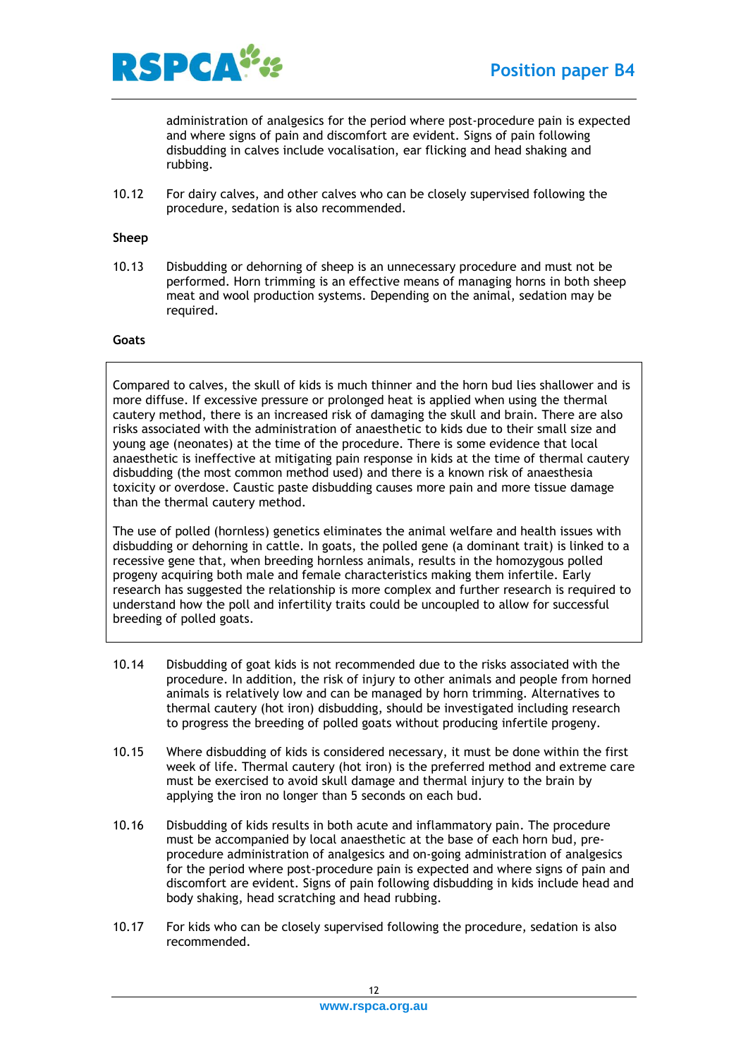administration of analgesics for the period where post-procedure pain is expected and where signs of pain and discomfort are evident. Signs of pain following disbudding in calves include vocalisation, ear flicking and head shaking and rubbing.

10.12 For dairy calves, and other calves who can be closely supervised following the procedure, sedation is also recommended.

**Sheep**

10.13 Disbudding or dehorning of sheep is an unnecessary procedure and must not be performed. Horn trimming is an effective means of managing horns in both sheep meat and wool production systems. Depending on the animal, sedation may be required.

**Goats**

> Compared to calves, the skull of kids is much thinner and the horn bud lies shallower and is more diffuse. If excessive pressure or prolonged heat is applied when using the thermal cautery method, there is an increased risk of damaging the skull and brain. There are also risks associated with the administration of anaesthetic to kids due to their small size and young age (neonates) at the time of the procedure. There is some evidence that local anaesthetic is ineffective at mitigating pain response in kids at the time of thermal cautery disbudding (the most common method used) and there is a known risk of anaesthesia toxicity or overdose. Caustic paste disbudding causes more pain and more tissue damage than the thermal cautery method.
>
> The use of polled (hornless) genetics eliminates the animal welfare and health issues with disbudding or dehorning in cattle. In goats, the polled gene (a dominant trait) is linked to a recessive gene that, when breeding hornless animals, results in the homozygous polled progeny acquiring both male and female characteristics making them infertile. Early research has suggested the relationship is more complex and further research is required to understand how the poll and infertility traits could be uncoupled to allow for successful breeding of polled goats.

10.14 Disbudding of goat kids is not recommended due to the risks associated with the procedure. In addition, the risk of injury to other animals and people from horned animals is relatively low and can be managed by horn trimming. Alternatives to thermal cautery (hot iron) disbudding, should be investigated including research to progress the breeding of polled goats without producing infertile progeny.

10.15 Where disbudding of kids is considered necessary, it must be done within the first week of life. Thermal cautery (hot iron) is the preferred method and extreme care must be exercised to avoid skull damage and thermal injury to the brain by applying the iron no longer than 5 seconds on each bud.

10.16 Disbudding of kids results in both acute and inflammatory pain. The procedure must be accompanied by local anaesthetic at the base of each horn bud, pre-procedure administration of analgesics and on-going administration of analgesics for the period where post-procedure pain is expected and where signs of pain and discomfort are evident. Signs of pain following disbudding in kids include head and body shaking, head scratching and head rubbing.

10.17 For kids who can be closely supervised following the procedure, sedation is also recommended.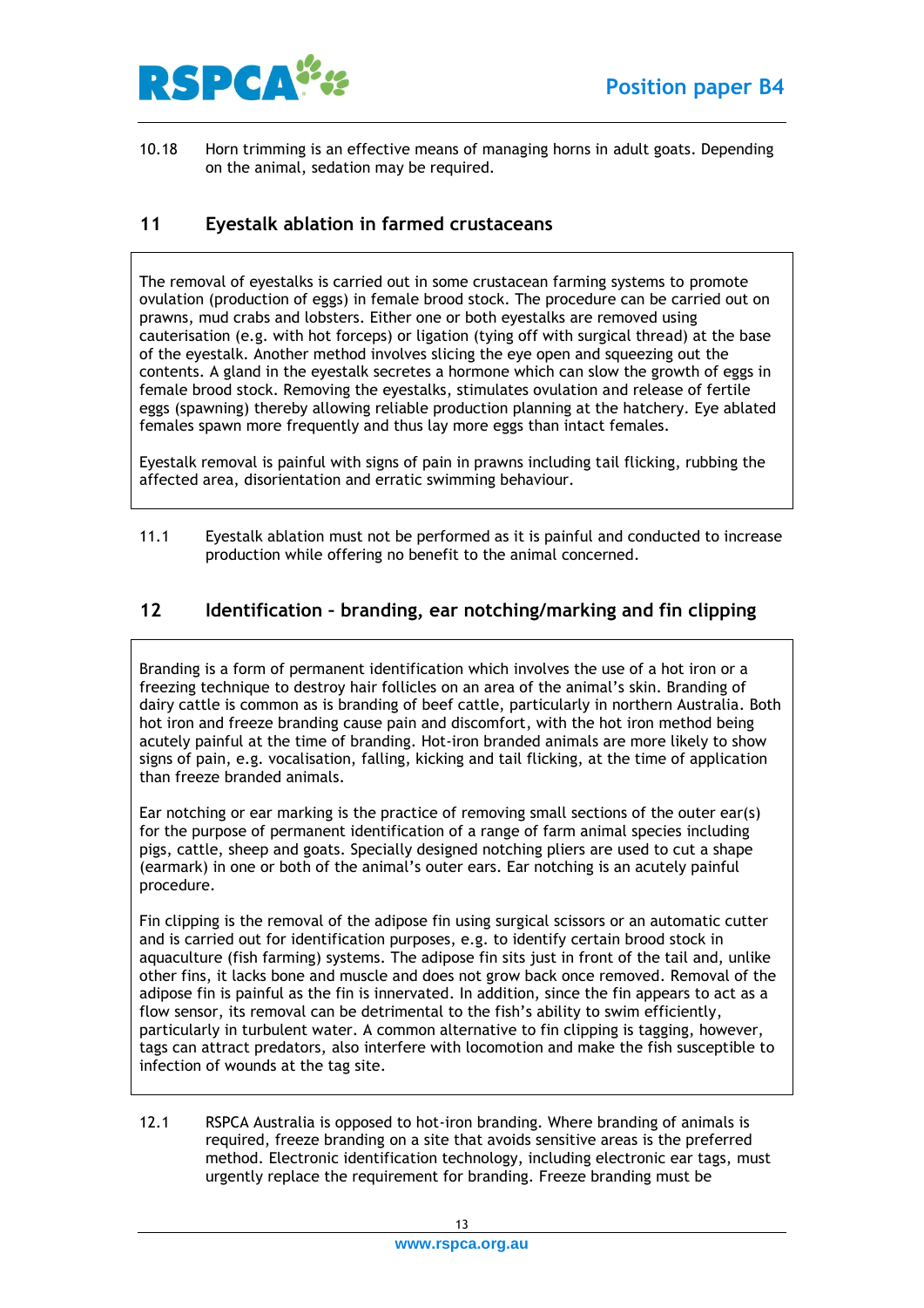10.18 Horn trimming is an effective means of managing horns in adult goats. Depending on the animal, sedation may be required.

## 11 Eyestalk ablation in farmed crustaceans

The removal of eyestalks is carried out in some crustacean farming systems to promote ovulation (production of eggs) in female brood stock. The procedure can be carried out on prawns, mud crabs and lobsters. Either one or both eyestalks are removed using cauterisation (e.g. with hot forceps) or ligation (tying off with surgical thread) at the base of the eyestalk. Another method involves slicing the eye open and squeezing out the contents. A gland in the eyestalk secretes a hormone which can slow the growth of eggs in female brood stock. Removing the eyestalks, stimulates ovulation and release of fertile eggs (spawning) thereby allowing reliable production planning at the hatchery. Eye ablated females spawn more frequently and thus lay more eggs than intact females.

Eyestalk removal is painful with signs of pain in prawns including tail flicking, rubbing the affected area, disorientation and erratic swimming behaviour.

11.1 Eyestalk ablation must not be performed as it is painful and conducted to increase production while offering no benefit to the animal concerned.

## 12 Identification – branding, ear notching/marking and fin clipping

Branding is a form of permanent identification which involves the use of a hot iron or a freezing technique to destroy hair follicles on an area of the animal's skin. Branding of dairy cattle is common as is branding of beef cattle, particularly in northern Australia. Both hot iron and freeze branding cause pain and discomfort, with the hot iron method being acutely painful at the time of branding. Hot-iron branded animals are more likely to show signs of pain, e.g. vocalisation, falling, kicking and tail flicking, at the time of application than freeze branded animals.

Ear notching or ear marking is the practice of removing small sections of the outer ear(s) for the purpose of permanent identification of a range of farm animal species including pigs, cattle, sheep and goats. Specially designed notching pliers are used to cut a shape (earmark) in one or both of the animal's outer ears. Ear notching is an acutely painful procedure.

Fin clipping is the removal of the adipose fin using surgical scissors or an automatic cutter and is carried out for identification purposes, e.g. to identify certain brood stock in aquaculture (fish farming) systems. The adipose fin sits just in front of the tail and, unlike other fins, it lacks bone and muscle and does not grow back once removed. Removal of the adipose fin is painful as the fin is innervated. In addition, since the fin appears to act as a flow sensor, its removal can be detrimental to the fish's ability to swim efficiently, particularly in turbulent water. A common alternative to fin clipping is tagging, however, tags can attract predators, also interfere with locomotion and make the fish susceptible to infection of wounds at the tag site.

12.1 RSPCA Australia is opposed to hot-iron branding. Where branding of animals is required, freeze branding on a site that avoids sensitive areas is the preferred method. Electronic identification technology, including electronic ear tags, must urgently replace the requirement for branding. Freeze branding must be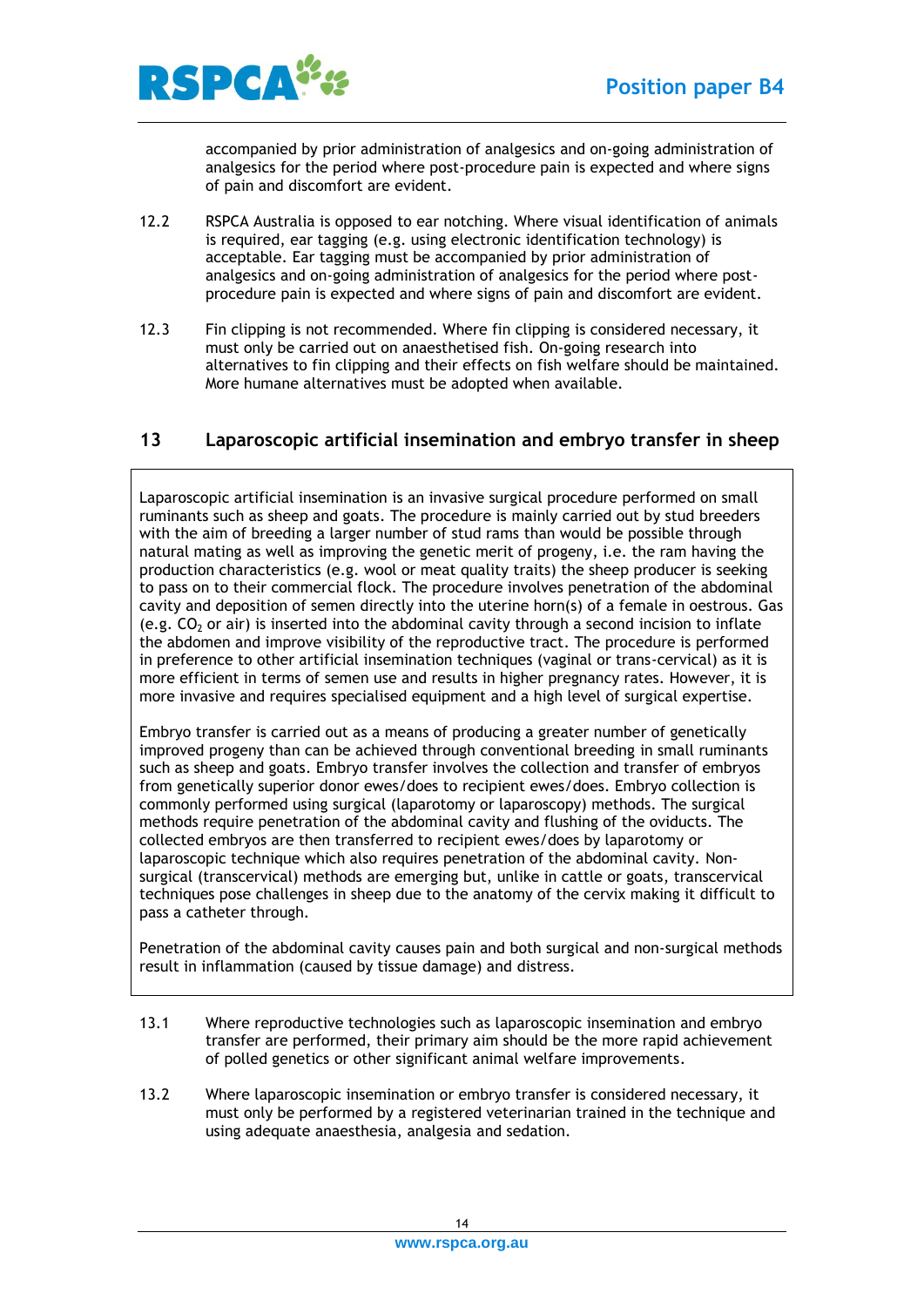accompanied by prior administration of analgesics and on-going administration of analgesics for the period where post-procedure pain is expected and where signs of pain and discomfort are evident.

12.2 RSPCA Australia is opposed to ear notching. Where visual identification of animals is required, ear tagging (e.g. using electronic identification technology) is acceptable. Ear tagging must be accompanied by prior administration of analgesics and on-going administration of analgesics for the period where post-procedure pain is expected and where signs of pain and discomfort are evident.

12.3 Fin clipping is not recommended. Where fin clipping is considered necessary, it must only be carried out on anaesthetised fish. On-going research into alternatives to fin clipping and their effects on fish welfare should be maintained. More humane alternatives must be adopted when available.

## 13 Laparoscopic artificial insemination and embryo transfer in sheep

Laparoscopic artificial insemination is an invasive surgical procedure performed on small ruminants such as sheep and goats. The procedure is mainly carried out by stud breeders with the aim of breeding a larger number of stud rams than would be possible through natural mating as well as improving the genetic merit of progeny, i.e. the ram having the production characteristics (e.g. wool or meat quality traits) the sheep producer is seeking to pass on to their commercial flock. The procedure involves penetration of the abdominal cavity and deposition of semen directly into the uterine horn(s) of a female in oestrous. Gas (e.g. $CO_2$ or air) is inserted into the abdominal cavity through a second incision to inflate the abdomen and improve visibility of the reproductive tract. The procedure is performed in preference to other artificial insemination techniques (vaginal or trans-cervical) as it is more efficient in terms of semen use and results in higher pregnancy rates. However, it is more invasive and requires specialised equipment and a high level of surgical expertise.

Embryo transfer is carried out as a means of producing a greater number of genetically improved progeny than can be achieved through conventional breeding in small ruminants such as sheep and goats. Embryo transfer involves the collection and transfer of embryos from genetically superior donor ewes/does to recipient ewes/does. Embryo collection is commonly performed using surgical (laparotomy or laparoscopy) methods. The surgical methods require penetration of the abdominal cavity and flushing of the oviducts. The collected embryos are then transferred to recipient ewes/does by laparotomy or laparoscopic technique which also requires penetration of the abdominal cavity. Non-surgical (transcervical) methods are emerging but, unlike in cattle or goats, transcervical techniques pose challenges in sheep due to the anatomy of the cervix making it difficult to pass a catheter through.

Penetration of the abdominal cavity causes pain and both surgical and non-surgical methods result in inflammation (caused by tissue damage) and distress.

13.1 Where reproductive technologies such as laparoscopic insemination and embryo transfer are performed, their primary aim should be the more rapid achievement of polled genetics or other significant animal welfare improvements.

13.2 Where laparoscopic insemination or embryo transfer is considered necessary, it must only be performed by a registered veterinarian trained in the technique and using adequate anaesthesia, analgesia and sedation.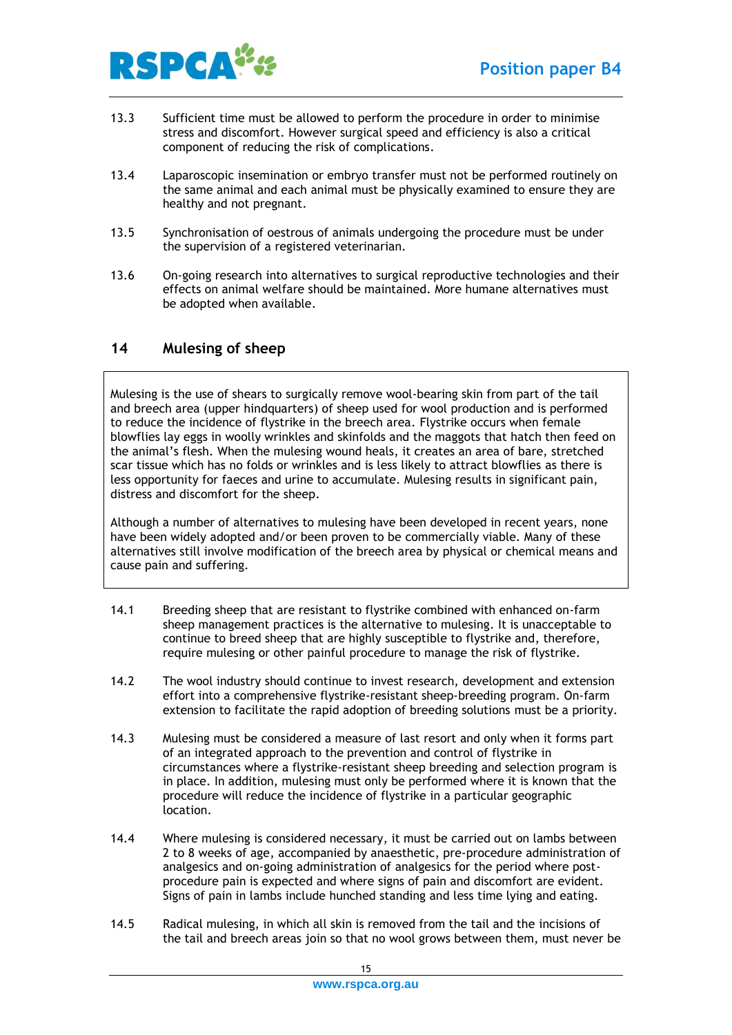13.3 Sufficient time must be allowed to perform the procedure in order to minimise stress and discomfort. However surgical speed and efficiency is also a critical component of reducing the risk of complications.

13.4 Laparoscopic insemination or embryo transfer must not be performed routinely on the same animal and each animal must be physically examined to ensure they are healthy and not pregnant.

13.5 Synchronisation of oestrous of animals undergoing the procedure must be under the supervision of a registered veterinarian.

13.6 On-going research into alternatives to surgical reproductive technologies and their effects on animal welfare should be maintained. More humane alternatives must be adopted when available.

## 14 Mulesing of sheep

Mulesing is the use of shears to surgically remove wool-bearing skin from part of the tail and breech area (upper hindquarters) of sheep used for wool production and is performed to reduce the incidence of flystrike in the breech area. Flystrike occurs when female blowflies lay eggs in woolly wrinkles and skinfolds and the maggots that hatch then feed on the animal's flesh. When the mulesing wound heals, it creates an area of bare, stretched scar tissue which has no folds or wrinkles and is less likely to attract blowflies as there is less opportunity for faeces and urine to accumulate. Mulesing results in significant pain, distress and discomfort for the sheep.

Although a number of alternatives to mulesing have been developed in recent years, none have been widely adopted and/or been proven to be commercially viable. Many of these alternatives still involve modification of the breech area by physical or chemical means and cause pain and suffering.

14.1 Breeding sheep that are resistant to flystrike combined with enhanced on-farm sheep management practices is the alternative to mulesing. It is unacceptable to continue to breed sheep that are highly susceptible to flystrike and, therefore, require mulesing or other painful procedure to manage the risk of flystrike.

14.2 The wool industry should continue to invest research, development and extension effort into a comprehensive flystrike-resistant sheep-breeding program. On-farm extension to facilitate the rapid adoption of breeding solutions must be a priority.

14.3 Mulesing must be considered a measure of last resort and only when it forms part of an integrated approach to the prevention and control of flystrike in circumstances where a flystrike-resistant sheep breeding and selection program is in place. In addition, mulesing must only be performed where it is known that the procedure will reduce the incidence of flystrike in a particular geographic location.

14.4 Where mulesing is considered necessary, it must be carried out on lambs between 2 to 8 weeks of age, accompanied by anaesthetic, pre-procedure administration of analgesics and on-going administration of analgesics for the period where post-procedure pain is expected and where signs of pain and discomfort are evident. Signs of pain in lambs include hunched standing and less time lying and eating.

14.5 Radical mulesing, in which all skin is removed from the tail and the incisions of the tail and breech areas join so that no wool grows between them, must never be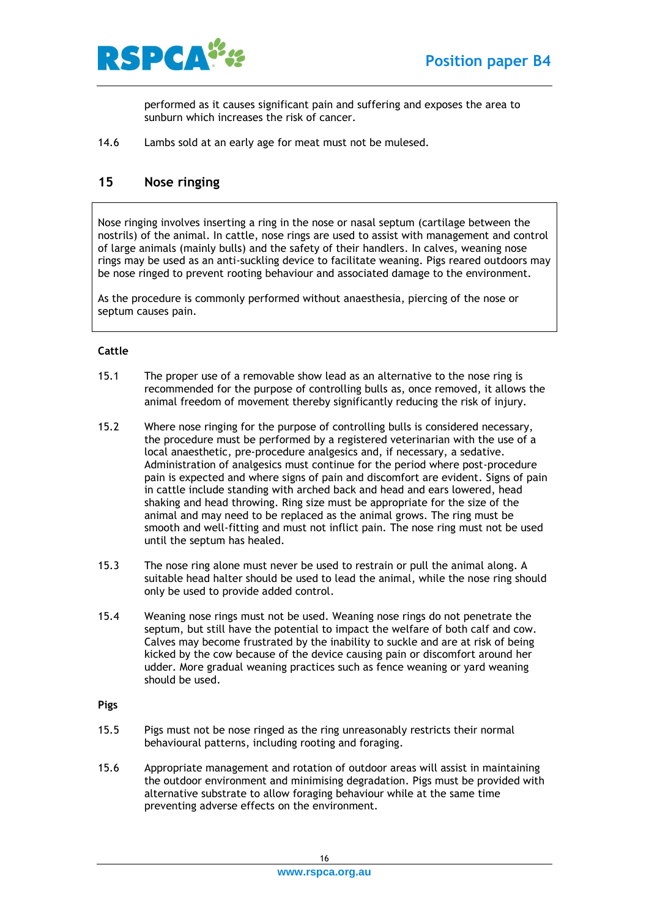performed as it causes significant pain and suffering and exposes the area to sunburn which increases the risk of cancer.

14.6 Lambs sold at an early age for meat must not be mulesed.

## 15 Nose ringing

Nose ringing involves inserting a ring in the nose or nasal septum (cartilage between the nostrils) of the animal. In cattle, nose rings are used to assist with management and control of large animals (mainly bulls) and the safety of their handlers. In calves, weaning nose rings may be used as an anti-suckling device to facilitate weaning. Pigs reared outdoors may be nose ringed to prevent rooting behaviour and associated damage to the environment.

As the procedure is commonly performed without anaesthesia, piercing of the nose or septum causes pain.

**Cattle**

15.1 The proper use of a removable show lead as an alternative to the nose ring is recommended for the purpose of controlling bulls as, once removed, it allows the animal freedom of movement thereby significantly reducing the risk of injury.

15.2 Where nose ringing for the purpose of controlling bulls is considered necessary, the procedure must be performed by a registered veterinarian with the use of a local anaesthetic, pre-procedure analgesics and, if necessary, a sedative. Administration of analgesics must continue for the period where post-procedure pain is expected and where signs of pain and discomfort are evident. Signs of pain in cattle include standing with arched back and head and ears lowered, head shaking and head throwing. Ring size must be appropriate for the size of the animal and may need to be replaced as the animal grows. The ring must be smooth and well-fitting and must not inflict pain. The nose ring must not be used until the septum has healed.

15.3 The nose ring alone must never be used to restrain or pull the animal along. A suitable head halter should be used to lead the animal, while the nose ring should only be used to provide added control.

15.4 Weaning nose rings must not be used. Weaning nose rings do not penetrate the septum, but still have the potential to impact the welfare of both calf and cow. Calves may become frustrated by the inability to suckle and are at risk of being kicked by the cow because of the device causing pain or discomfort around her udder. More gradual weaning practices such as fence weaning or yard weaning should be used.

**Pigs**

15.5 Pigs must not be nose ringed as the ring unreasonably restricts their normal behavioural patterns, including rooting and foraging.

15.6 Appropriate management and rotation of outdoor areas will assist in maintaining the outdoor environment and minimising degradation. Pigs must be provided with alternative substrate to allow foraging behaviour while at the same time preventing adverse effects on the environment.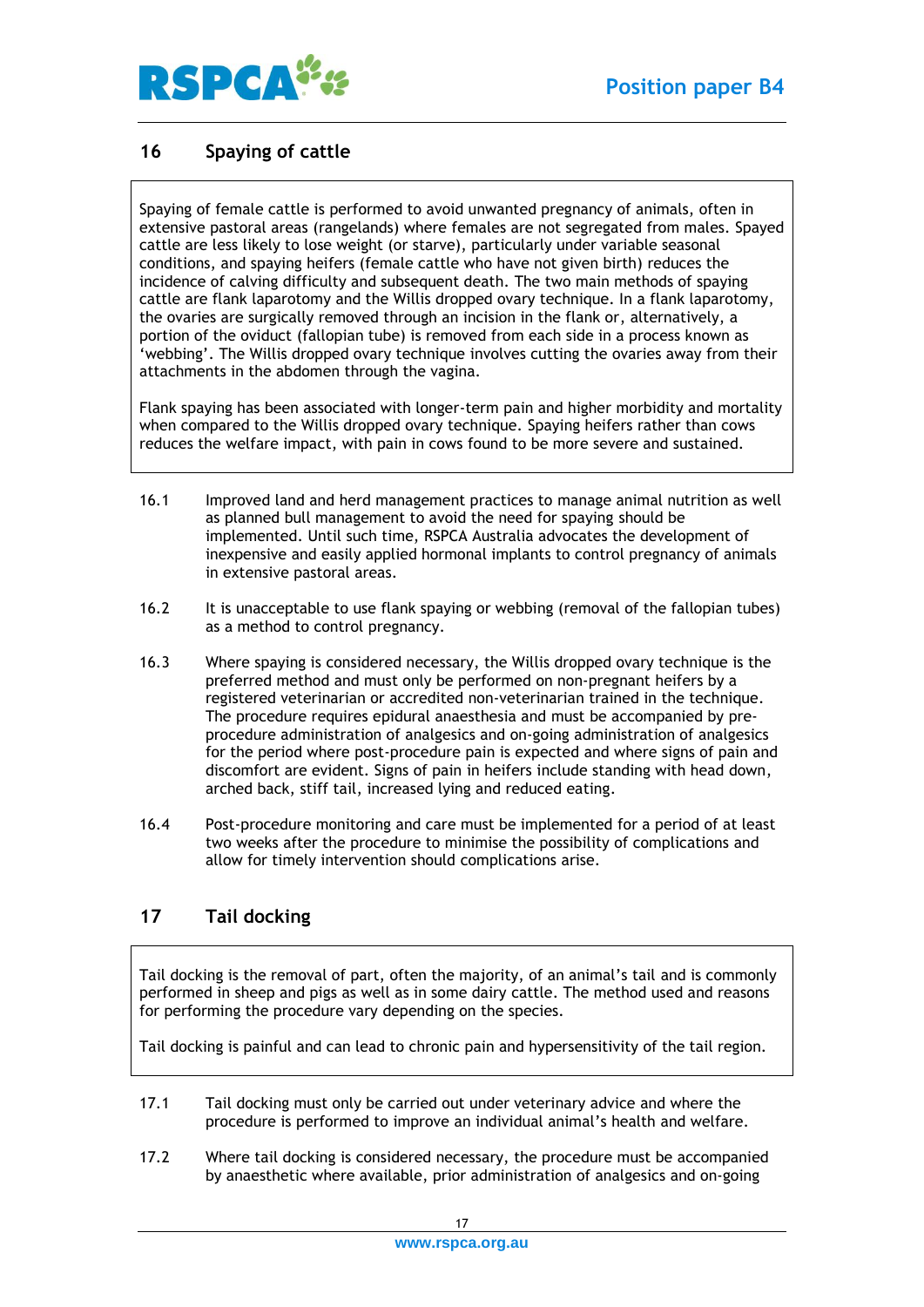## 16 Spaying of cattle

Spaying of female cattle is performed to avoid unwanted pregnancy of animals, often in extensive pastoral areas (rangelands) where females are not segregated from males. Spayed cattle are less likely to lose weight (or starve), particularly under variable seasonal conditions, and spaying heifers (female cattle who have not given birth) reduces the incidence of calving difficulty and subsequent death. The two main methods of spaying cattle are flank laparotomy and the Willis dropped ovary technique. In a flank laparotomy, the ovaries are surgically removed through an incision in the flank or, alternatively, a portion of the oviduct (fallopian tube) is removed from each side in a process known as 'webbing'. The Willis dropped ovary technique involves cutting the ovaries away from their attachments in the abdomen through the vagina.

Flank spaying has been associated with longer-term pain and higher morbidity and mortality when compared to the Willis dropped ovary technique. Spaying heifers rather than cows reduces the welfare impact, with pain in cows found to be more severe and sustained.

16.1 Improved land and herd management practices to manage animal nutrition as well as planned bull management to avoid the need for spaying should be implemented. Until such time, RSPCA Australia advocates the development of inexpensive and easily applied hormonal implants to control pregnancy of animals in extensive pastoral areas.

16.2 It is unacceptable to use flank spaying or webbing (removal of the fallopian tubes) as a method to control pregnancy.

16.3 Where spaying is considered necessary, the Willis dropped ovary technique is the preferred method and must only be performed on non-pregnant heifers by a registered veterinarian or accredited non-veterinarian trained in the technique. The procedure requires epidural anaesthesia and must be accompanied by pre-procedure administration of analgesics and on-going administration of analgesics for the period where post-procedure pain is expected and where signs of pain and discomfort are evident. Signs of pain in heifers include standing with head down, arched back, stiff tail, increased lying and reduced eating.

16.4 Post-procedure monitoring and care must be implemented for a period of at least two weeks after the procedure to minimise the possibility of complications and allow for timely intervention should complications arise.

## 17 Tail docking

Tail docking is the removal of part, often the majority, of an animal's tail and is commonly performed in sheep and pigs as well as in some dairy cattle. The method used and reasons for performing the procedure vary depending on the species.

Tail docking is painful and can lead to chronic pain and hypersensitivity of the tail region.

17.1 Tail docking must only be carried out under veterinary advice and where the procedure is performed to improve an individual animal's health and welfare.

17.2 Where tail docking is considered necessary, the procedure must be accompanied by anaesthetic where available, prior administration of analgesics and on-going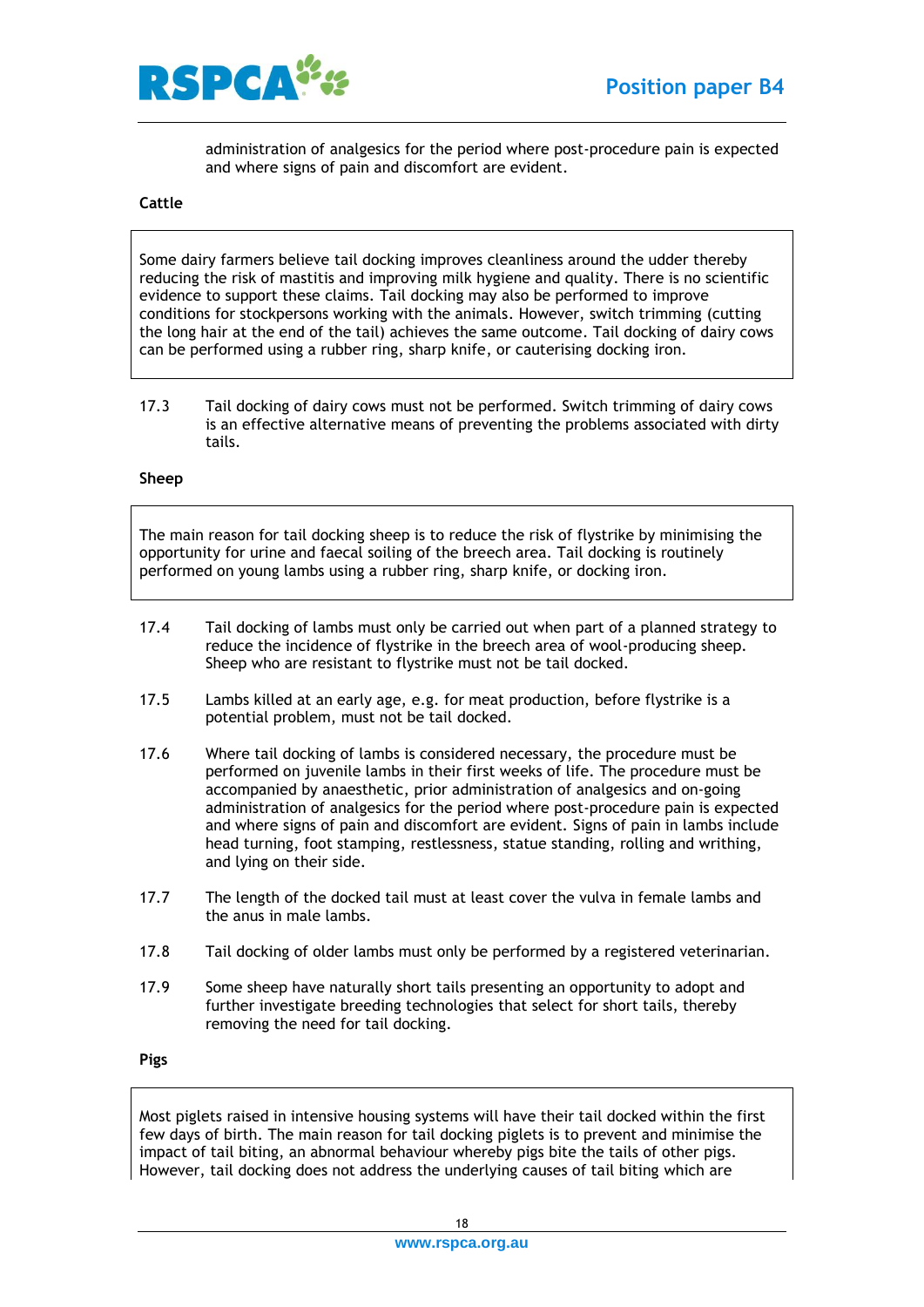administration of analgesics for the period where post-procedure pain is expected and where signs of pain and discomfort are evident.

**Cattle**

> Some dairy farmers believe tail docking improves cleanliness around the udder thereby reducing the risk of mastitis and improving milk hygiene and quality. There is no scientific evidence to support these claims. Tail docking may also be performed to improve conditions for stockpersons working with the animals. However, switch trimming (cutting the long hair at the end of the tail) achieves the same outcome. Tail docking of dairy cows can be performed using a rubber ring, sharp knife, or cauterising docking iron.

17.3 Tail docking of dairy cows must not be performed. Switch trimming of dairy cows is an effective alternative means of preventing the problems associated with dirty tails.

**Sheep**

> The main reason for tail docking sheep is to reduce the risk of flystrike by minimising the opportunity for urine and faecal soiling of the breech area. Tail docking is routinely performed on young lambs using a rubber ring, sharp knife, or docking iron.

17.4 Tail docking of lambs must only be carried out when part of a planned strategy to reduce the incidence of flystrike in the breech area of wool-producing sheep. Sheep who are resistant to flystrike must not be tail docked.

17.5 Lambs killed at an early age, e.g. for meat production, before flystrike is a potential problem, must not be tail docked.

17.6 Where tail docking of lambs is considered necessary, the procedure must be performed on juvenile lambs in their first weeks of life. The procedure must be accompanied by anaesthetic, prior administration of analgesics and on-going administration of analgesics for the period where post-procedure pain is expected and where signs of pain and discomfort are evident. Signs of pain in lambs include head turning, foot stamping, restlessness, statue standing, rolling and writhing, and lying on their side.

17.7 The length of the docked tail must at least cover the vulva in female lambs and the anus in male lambs.

17.8 Tail docking of older lambs must only be performed by a registered veterinarian.

17.9 Some sheep have naturally short tails presenting an opportunity to adopt and further investigate breeding technologies that select for short tails, thereby removing the need for tail docking.

**Pigs**

> Most piglets raised in intensive housing systems will have their tail docked within the first few days of birth. The main reason for tail docking piglets is to prevent and minimise the impact of tail biting, an abnormal behaviour whereby pigs bite the tails of other pigs. However, tail docking does not address the underlying causes of tail biting which are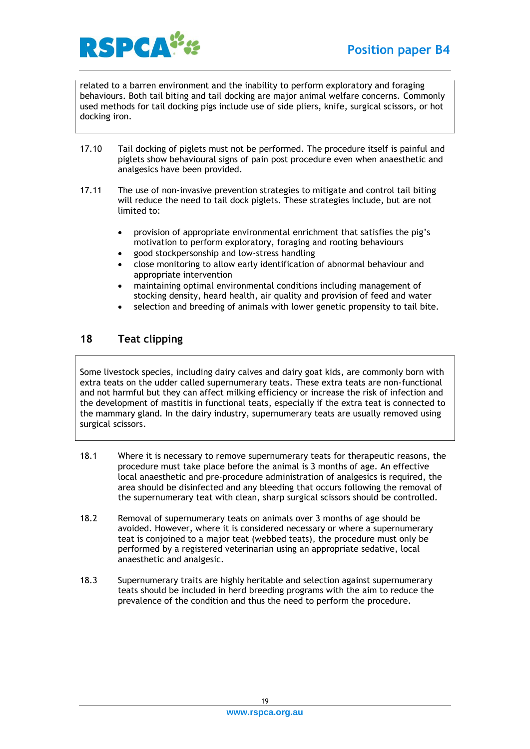related to a barren environment and the inability to perform exploratory and foraging behaviours. Both tail biting and tail docking are major animal welfare concerns. Commonly used methods for tail docking pigs include use of side pliers, knife, surgical scissors, or hot docking iron.

17.10 Tail docking of piglets must not be performed. The procedure itself is painful and piglets show behavioural signs of pain post procedure even when anaesthetic and analgesics have been provided.

17.11 The use of non-invasive prevention strategies to mitigate and control tail biting will reduce the need to tail dock piglets. These strategies include, but are not limited to:

- provision of appropriate environmental enrichment that satisfies the pig's motivation to perform exploratory, foraging and rooting behaviours
- good stockpersonship and low-stress handling
- close monitoring to allow early identification of abnormal behaviour and appropriate intervention
- maintaining optimal environmental conditions including management of stocking density, heard health, air quality and provision of feed and water
- selection and breeding of animals with lower genetic propensity to tail bite.

## 18 Teat clipping

Some livestock species, including dairy calves and dairy goat kids, are commonly born with extra teats on the udder called supernumerary teats. These extra teats are non-functional and not harmful but they can affect milking efficiency or increase the risk of infection and the development of mastitis in functional teats, especially if the extra teat is connected to the mammary gland. In the dairy industry, supernumerary teats are usually removed using surgical scissors.

18.1 Where it is necessary to remove supernumerary teats for therapeutic reasons, the procedure must take place before the animal is 3 months of age. An effective local anaesthetic and pre-procedure administration of analgesics is required, the area should be disinfected and any bleeding that occurs following the removal of the supernumerary teat with clean, sharp surgical scissors should be controlled.

18.2 Removal of supernumerary teats on animals over 3 months of age should be avoided. However, where it is considered necessary or where a supernumerary teat is conjoined to a major teat (webbed teats), the procedure must only be performed by a registered veterinarian using an appropriate sedative, local anaesthetic and analgesic.

18.3 Supernumerary traits are highly heritable and selection against supernumerary teats should be included in herd breeding programs with the aim to reduce the prevalence of the condition and thus the need to perform the procedure.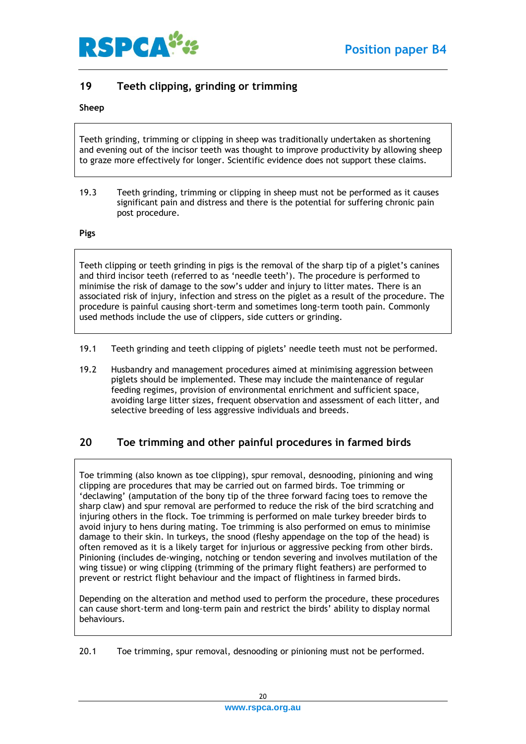## 19 Teeth clipping, grinding or trimming

**Sheep**

Teeth grinding, trimming or clipping in sheep was traditionally undertaken as shortening and evening out of the incisor teeth was thought to improve productivity by allowing sheep to graze more effectively for longer. Scientific evidence does not support these claims.

19.3 Teeth grinding, trimming or clipping in sheep must not be performed as it causes significant pain and distress and there is the potential for suffering chronic pain post procedure.

**Pigs**

Teeth clipping or teeth grinding in pigs is the removal of the sharp tip of a piglet's canines and third incisor teeth (referred to as 'needle teeth'). The procedure is performed to minimise the risk of damage to the sow's udder and injury to litter mates. There is an associated risk of injury, infection and stress on the piglet as a result of the procedure. The procedure is painful causing short-term and sometimes long-term tooth pain. Commonly used methods include the use of clippers, side cutters or grinding.

19.1 Teeth grinding and teeth clipping of piglets' needle teeth must not be performed.

19.2 Husbandry and management procedures aimed at minimising aggression between piglets should be implemented. These may include the maintenance of regular feeding regimes, provision of environmental enrichment and sufficient space, avoiding large litter sizes, frequent observation and assessment of each litter, and selective breeding of less aggressive individuals and breeds.

## 20 Toe trimming and other painful procedures in farmed birds

Toe trimming (also known as toe clipping), spur removal, desnooding, pinioning and wing clipping are procedures that may be carried out on farmed birds. Toe trimming or 'declawing' (amputation of the bony tip of the three forward facing toes to remove the sharp claw) and spur removal are performed to reduce the risk of the bird scratching and injuring others in the flock. Toe trimming is performed on male turkey breeder birds to avoid injury to hens during mating. Toe trimming is also performed on emus to minimise damage to their skin. In turkeys, the snood (fleshy appendage on the top of the head) is often removed as it is a likely target for injurious or aggressive pecking from other birds. Pinioning (includes de-winging, notching or tendon severing and involves mutilation of the wing tissue) or wing clipping (trimming of the primary flight feathers) are performed to prevent or restrict flight behaviour and the impact of flightiness in farmed birds.

Depending on the alteration and method used to perform the procedure, these procedures can cause short-term and long-term pain and restrict the birds' ability to display normal behaviours.

20.1 Toe trimming, spur removal, desnooding or pinioning must not be performed.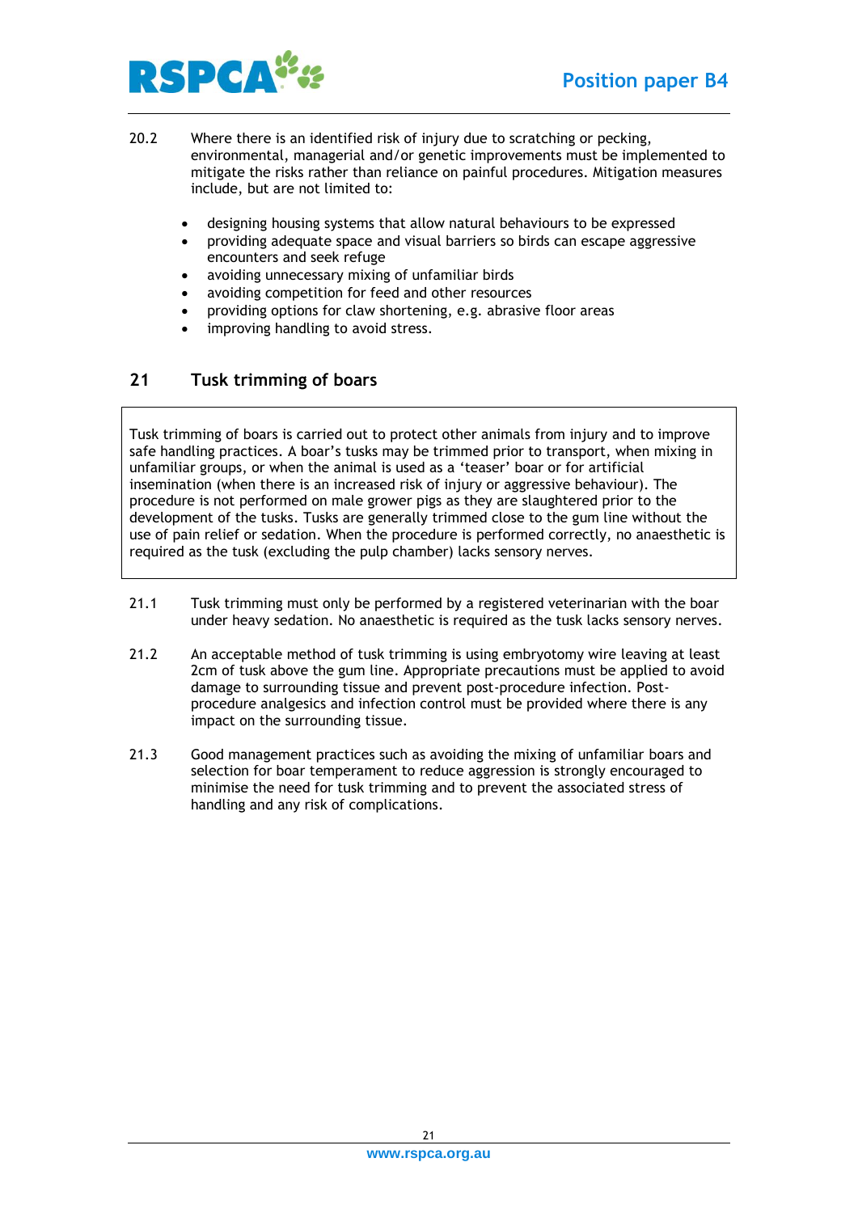20.2 Where there is an identified risk of injury due to scratching or pecking, environmental, managerial and/or genetic improvements must be implemented to mitigate the risks rather than reliance on painful procedures. Mitigation measures include, but are not limited to:

- designing housing systems that allow natural behaviours to be expressed
- providing adequate space and visual barriers so birds can escape aggressive encounters and seek refuge
- avoiding unnecessary mixing of unfamiliar birds
- avoiding competition for feed and other resources
- providing options for claw shortening, e.g. abrasive floor areas
- improving handling to avoid stress.

## 21 Tusk trimming of boars

Tusk trimming of boars is carried out to protect other animals from injury and to improve safe handling practices. A boar's tusks may be trimmed prior to transport, when mixing in unfamiliar groups, or when the animal is used as a 'teaser' boar or for artificial insemination (when there is an increased risk of injury or aggressive behaviour). The procedure is not performed on male grower pigs as they are slaughtered prior to the development of the tusks. Tusks are generally trimmed close to the gum line without the use of pain relief or sedation. When the procedure is performed correctly, no anaesthetic is required as the tusk (excluding the pulp chamber) lacks sensory nerves.

21.1 Tusk trimming must only be performed by a registered veterinarian with the boar under heavy sedation. No anaesthetic is required as the tusk lacks sensory nerves.

21.2 An acceptable method of tusk trimming is using embryotomy wire leaving at least 2cm of tusk above the gum line. Appropriate precautions must be applied to avoid damage to surrounding tissue and prevent post-infection. Post-procedure analgesics and infection control must be provided where there is any impact on the surrounding tissue.

21.3 Good management practices such as avoiding the mixing of unfamiliar boars and selection for boar temperament to reduce aggression is strongly encouraged to minimise the need for tusk trimming and to prevent the associated stress of handling and any risk of complications.